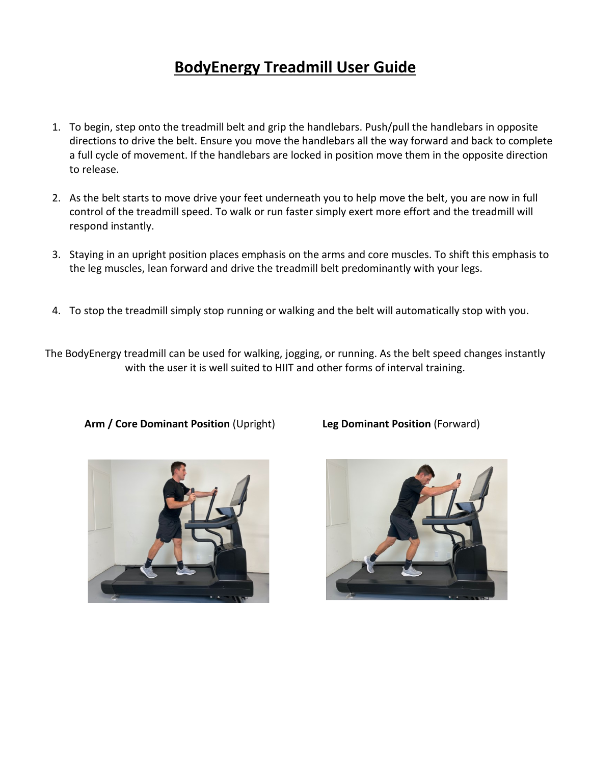# BodyEnergy Treadmill User Guide

1. To begin, step onto the treadmill belt and grip the handlebars. Push/pull the handlebars in opposite directions to drive the belt. Ensure you move the handlebars all the way forward and back to complete a full cycle of movement. If the handlebars are locked in position move them in the opposite direction to release.

2. As the belt starts to move drive your feet underneath you to help move the belt, you are now in full control of the treadmill speed. To walk or run faster simply exert more effort and the treadmill will respond instantly.

3. Staying in an upright position places emphasis on the arms and core muscles. To shift this emphasis to the leg muscles, lean forward and drive the treadmill belt predominantly with your legs.

4. To stop the treadmill simply stop running or walking and the belt will automatically stop with you.

The BodyEnergy treadmill can be used for walking, jogging, or running. As the belt speed changes instantly with the user it is well suited to HIIT and other forms of interval training.

**Arm / Core Dominant Position** (Upright)

**Leg Dominant Position** (Forward)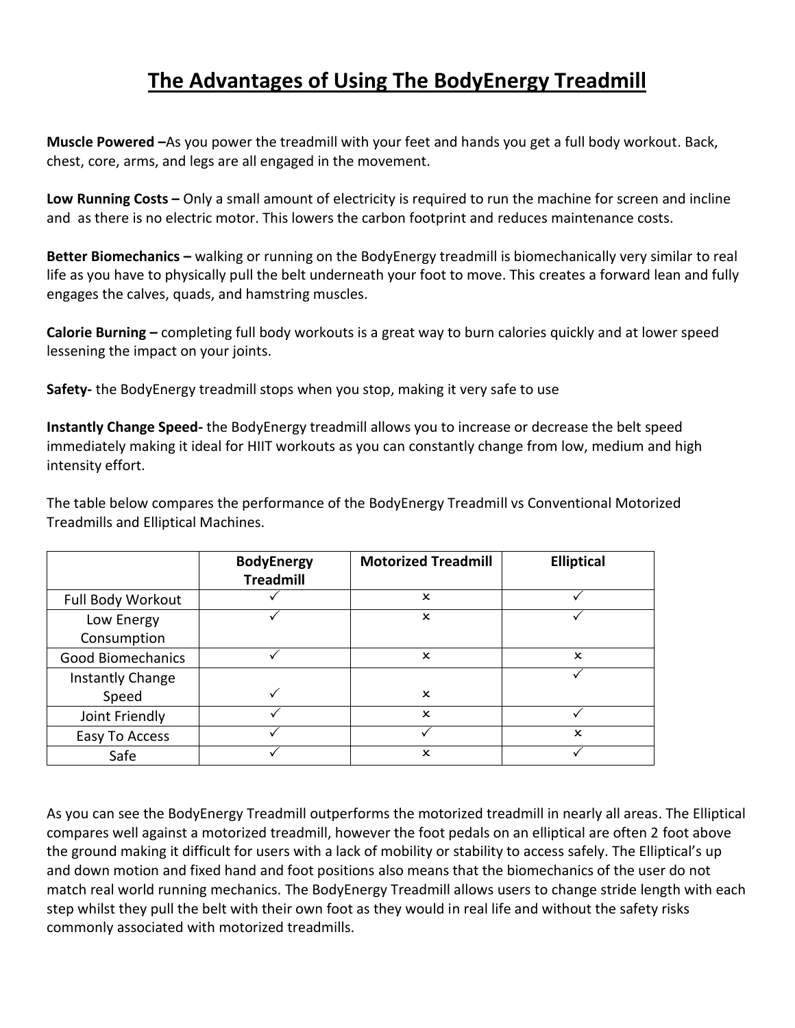# The Advantages of Using The BodyEnergy Treadmill

**Muscle Powered –**As you power the treadmill with your feet and hands you get a full body workout. Back, chest, core, arms, and legs are all engaged in the movement.

**Low Running Costs –** Only a small amount of electricity is required to run the machine for screen and incline and as there is no electric motor. This lowers the carbon footprint and reduces maintenance costs.

**Better Biomechanics –** walking or running on the BodyEnergy treadmill is biomechanically very similar to real life as you have to physically pull the belt underneath your foot to move. This creates a forward lean and fully engages the calves, quads, and hamstring muscles.

**Calorie Burning –** completing full body workouts is a great way to burn calories quickly and at lower speed lessening the impact on your joints.

**Safety-** the BodyEnergy treadmill stops when you stop, making it very safe to use

**Instantly Change Speed-** the BodyEnergy treadmill allows you to increase or decrease the belt speed immediately making it ideal for HIIT workouts as you can constantly change from low, medium and high intensity effort.

The table below compares the performance of the BodyEnergy Treadmill vs Conventional Motorized Treadmills and Elliptical Machines.

| | BodyEnergy Treadmill | Motorized Treadmill | Elliptical |
|---|---|---|---|
| Full Body Workout | ✓ | × | ✓ |
| Low Energy Consumption | ✓ | × | ✓ |
| Good Biomechanics | ✓ | × | × |
| Instantly Change Speed | ✓ | × | ✓ |
| Joint Friendly | ✓ | × | ✓ |
| Easy To Access | ✓ | ✓ | × |
| Safe | ✓ | × | ✓ |

As you can see the BodyEnergy Treadmill outperforms the motorized treadmill in nearly all areas. The Elliptical compares well against a motorized treadmill, however the foot pedals on an elliptical are often 2 foot above the ground making it difficult for users with a lack of mobility or stability to access safely. The Elliptical's up and down motion and fixed hand and foot positions also means that the biomechanics of the user do not match real world running mechanics. The BodyEnergy Treadmill allows users to change stride length with each step whilst they pull the belt with their own foot as they would in real life and without the safety risks commonly associated with motorized treadmills.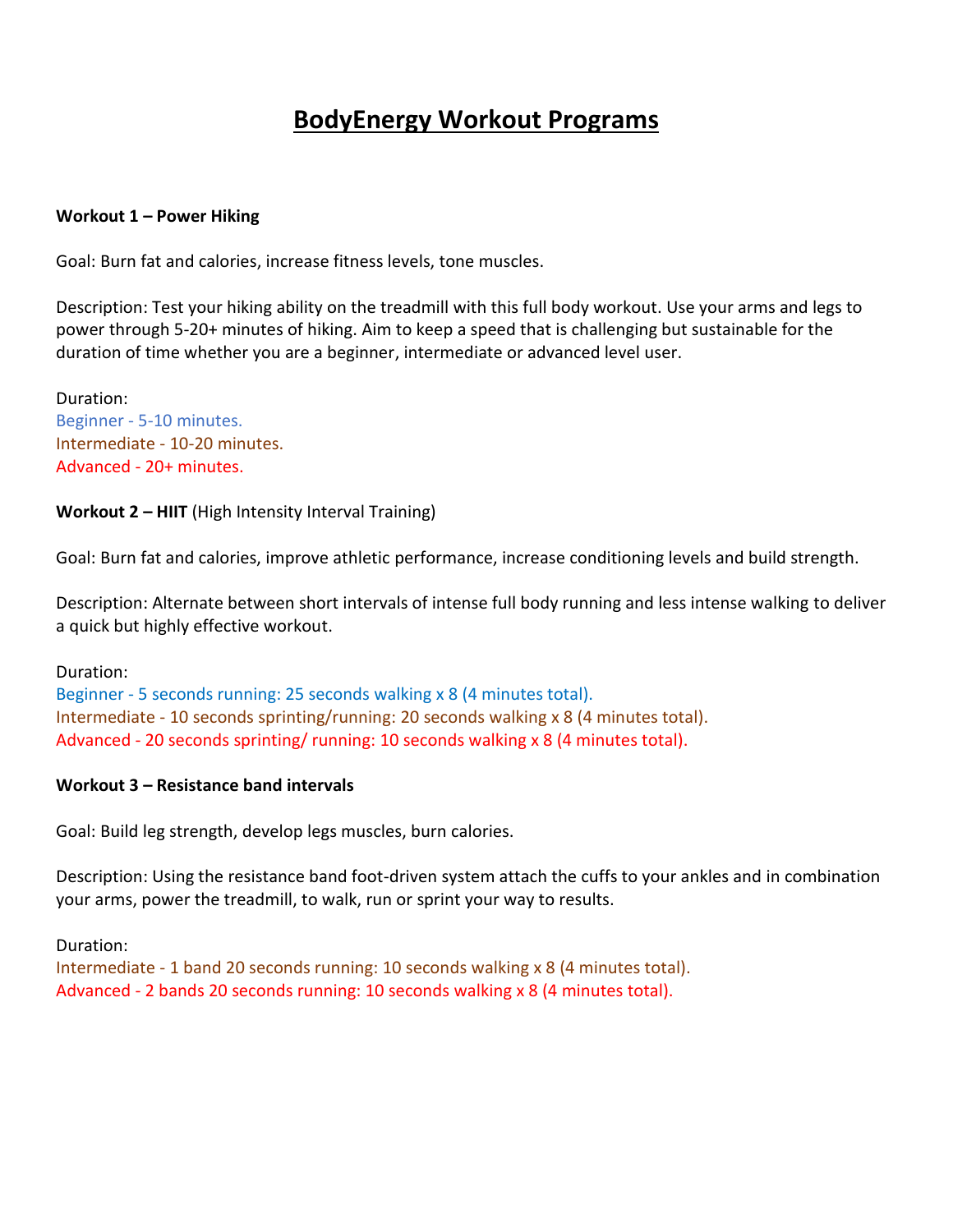# BodyEnergy Workout Programs

**Workout 1 – Power Hiking**

Goal: Burn fat and calories, increase fitness levels, tone muscles.

Description: Test your hiking ability on the treadmill with this full body workout. Use your arms and legs to power through 5-20+ minutes of hiking. Aim to keep a speed that is challenging but sustainable for the duration of time whether you are a beginner, intermediate or advanced level user.

Duration:
Beginner - 5-10 minutes.
Intermediate - 10-20 minutes.
Advanced - 20+ minutes.

**Workout 2 – HIIT** (High Intensity Interval Training)

Goal: Burn fat and calories, improve athletic performance, increase conditioning levels and build strength.

Description: Alternate between short intervals of intense full body running and less intense walking to deliver a quick but highly effective workout.

Duration:
Beginner - 5 seconds running: 25 seconds walking x 8 (4 minutes total).
Intermediate - 10 seconds sprinting/running: 20 seconds walking x 8 (4 minutes total).
Advanced - 20 seconds sprinting/ running: 10 seconds walking x 8 (4 minutes total).

**Workout 3 – Resistance band intervals**

Goal: Build leg strength, develop legs muscles, burn calories.

Description: Using the resistance band foot-driven system attach the cuffs to your ankles and in combination your arms, power the treadmill, to walk, run or sprint your way to results.

Duration:
Intermediate - 1 band 20 seconds running: 10 seconds walking x 8 (4 minutes total).
Advanced - 2 bands 20 seconds running: 10 seconds walking x 8 (4 minutes total).